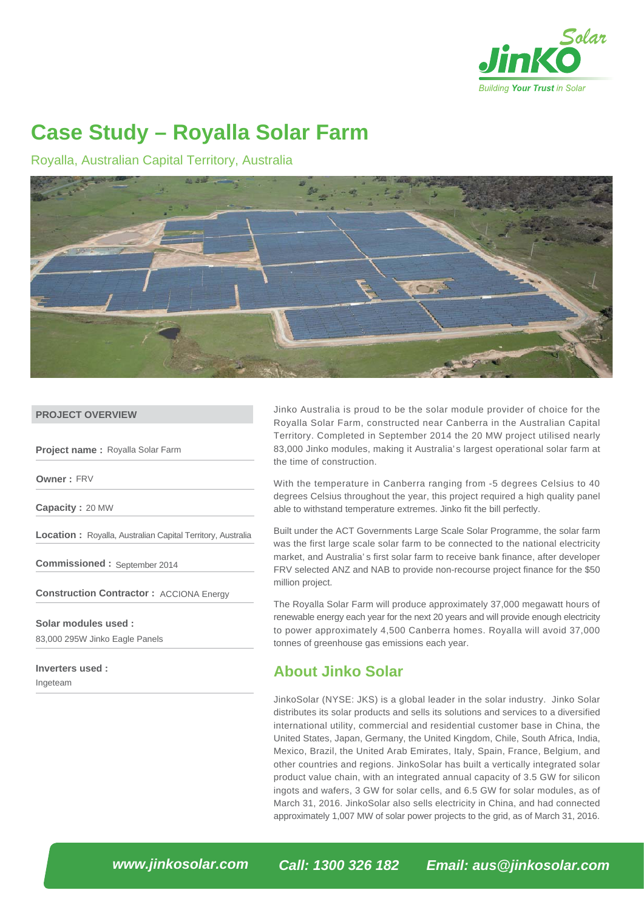# Case Study – Royalla Solar Farm

Royalla, Australian Capital Territory, Australia

**PROJECT OVERVIEW**

**Project name :** Royalla Solar Farm

**Owner :** FRV

**Capacity :** 20 MW

**Location :** Royalla, Australian Capital Territory, Australia

**Commissioned :** September 2014

**Construction Contractor :** ACCIONA Energy

**Solar modules used :**
83,000 295W Jinko Eagle Panels

**Inverters used :**
Ingeteam

Jinko Australia is proud to be the solar module provider of choice for the Royalla Solar Farm, constructed near Canberra in the Australian Capital Territory. Completed in September 2014 the 20 MW project utilised nearly 83,000 Jinko modules, making it Australia's largest operational solar farm at the time of construction.

With the temperature in Canberra ranging from -5 degrees Celsius to 40 degrees Celsius throughout the year, this project required a high quality panel able to withstand temperature extremes. Jinko fit the bill perfectly.

Built under the ACT Governments Large Scale Solar Programme, the solar farm was the first large scale solar farm to be connected to the national electricity market, and Australia's first solar farm to receive bank finance, after developer FRV selected ANZ and NAB to provide non-recourse project finance for the $50 million project.

The Royalla Solar Farm will produce approximately 37,000 megawatt hours of renewable energy each year for the next 20 years and will provide enough electricity to power approximately 4,500 Canberra homes. Royalla will avoid 37,000 tonnes of greenhouse gas emissions each year.

## About Jinko Solar

JinkoSolar (NYSE: JKS) is a global leader in the solar industry. Jinko Solar distributes its solar products and sells its solutions and services to a diversified international utility, commercial and residential customer base in China, the United States, Japan, Germany, the United Kingdom, Chile, South Africa, India, Mexico, Brazil, the United Arab Emirates, Italy, Spain, France, Belgium, and other countries and regions. JinkoSolar has built a vertically integrated solar product value chain, with an integrated annual capacity of 3.5 GW for silicon ingots and wafers, 3 GW for solar cells, and 6.5 GW for solar modules, as of March 31, 2016. JinkoSolar also sells electricity in China, and had connected approximately 1,007 MW of solar power projects to the grid, as of March 31, 2016.

**www.jinkosolar.com** **Call: 1300 326 182** **Email: aus@jinkosolar.com**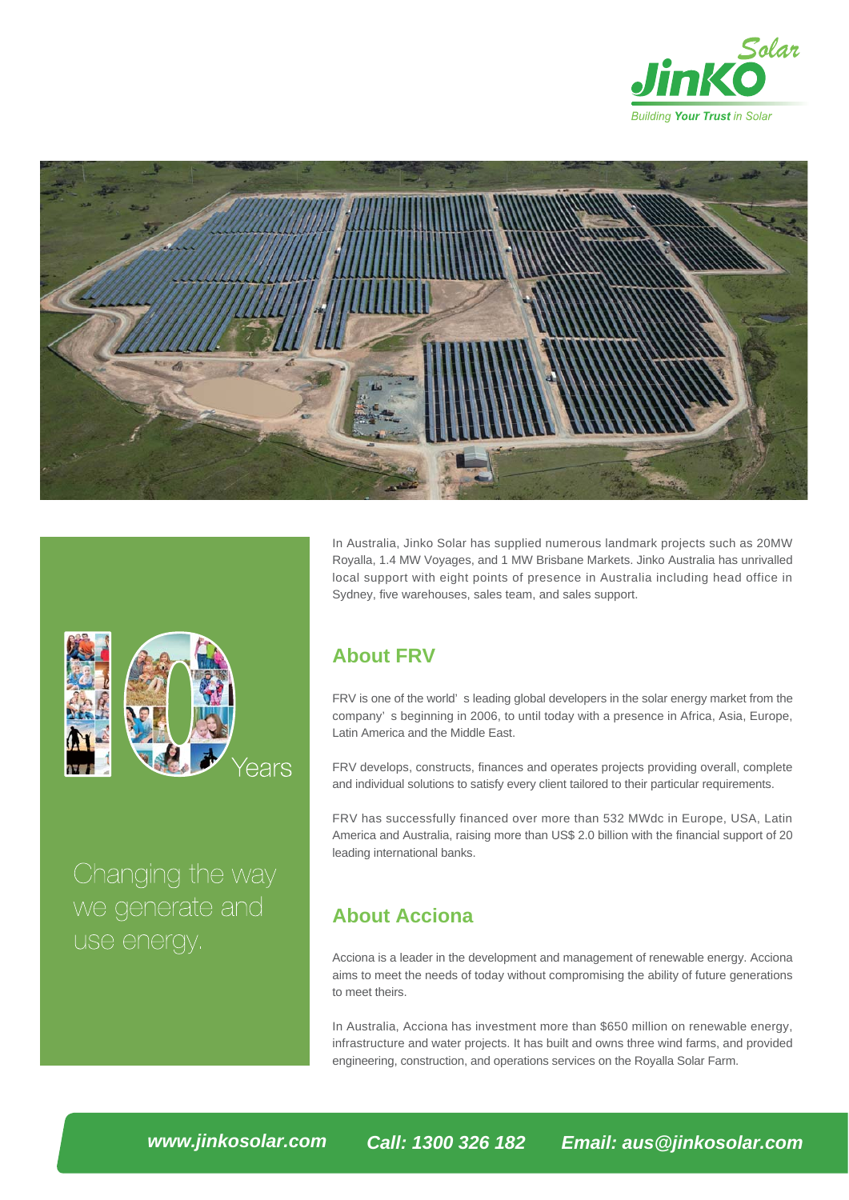In Australia, Jinko Solar has supplied numerous landmark projects such as 20MW Royalla, 1.4 MW Voyages, and 1 MW Brisbane Markets. Jinko Australia has unrivalled local support with eight points of presence in Australia including head office in Sydney, five warehouses, sales team, and sales support.

10 Years

Changing the way we generate and use energy.

## About FRV

FRV is one of the world' s leading global developers in the solar energy market from the company' s beginning in 2006, to until today with a presence in Africa, Asia, Europe, Latin America and the Middle East.

FRV develops, constructs, finances and operates projects providing overall, complete and individual solutions to satisfy every client tailored to their particular requirements.

FRV has successfully financed over more than 532 MWdc in Europe, USA, Latin America and Australia, raising more than US$ 2.0 billion with the financial support of 20 leading international banks.

## About Acciona

Acciona is a leader in the development and management of renewable energy. Acciona aims to meet the needs of today without compromising the ability of future generations to meet theirs.

In Australia, Acciona has investment more than $650 million on renewable energy, infrastructure and water projects. It has built and owns three wind farms, and provided engineering, construction, and operations services on the Royalla Solar Farm.

**www.jinkosolar.com** **Call: 1300 326 182** **Email: aus@jinkosolar.com**